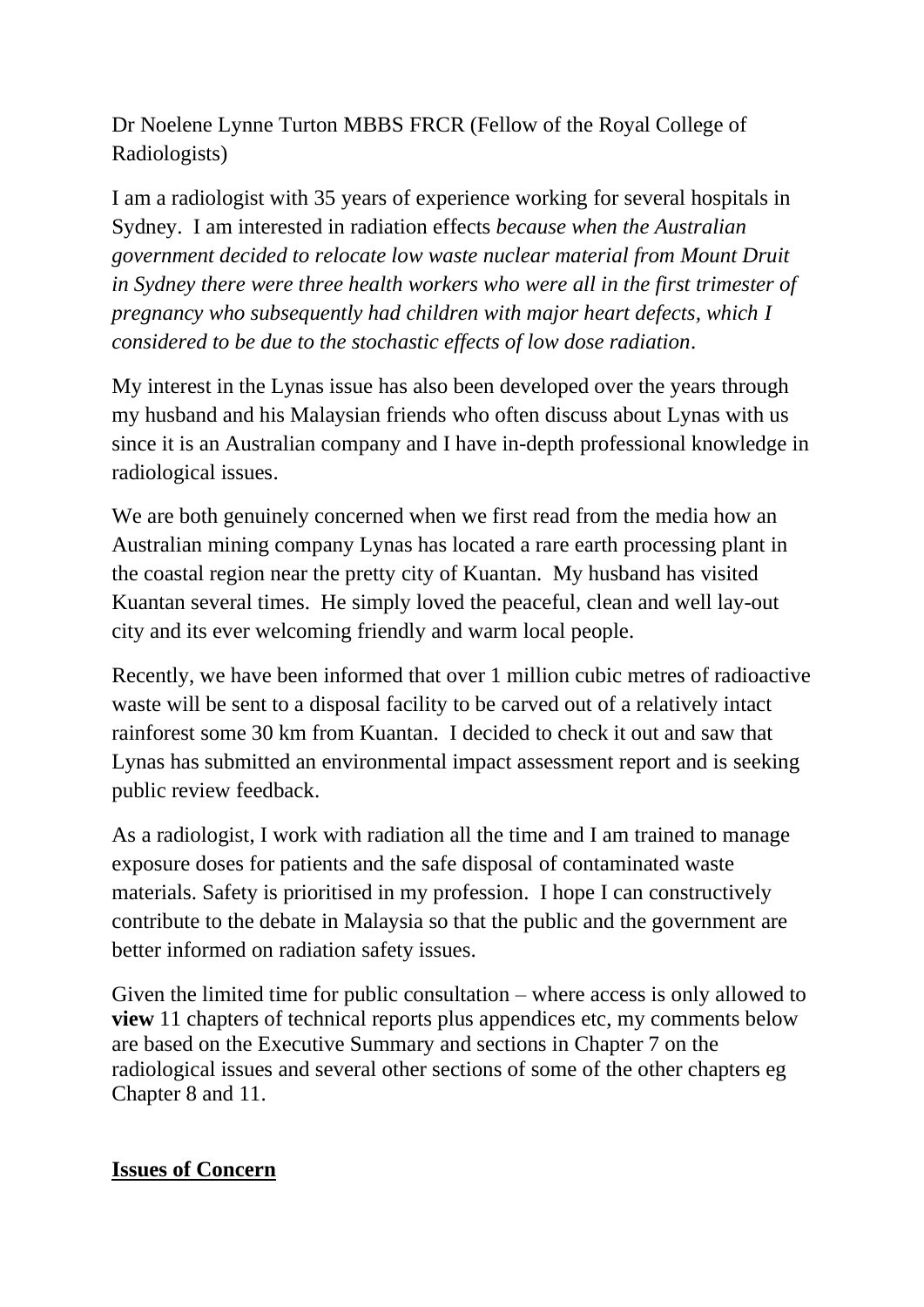Dr Noelene Lynne Turton MBBS FRCR (Fellow of the Royal College of Radiologists)

I am a radiologist with 35 years of experience working for several hospitals in Sydney. I am interested in radiation effects *because when the Australian government decided to relocate low waste nuclear material from Mount Druit in Sydney there were three health workers who were all in the first trimester of pregnancy who subsequently had children with major heart defects, which I considered to be due to the stochastic effects of low dose radiation*.

My interest in the Lynas issue has also been developed over the years through my husband and his Malaysian friends who often discuss about Lynas with us since it is an Australian company and I have in-depth professional knowledge in radiological issues.

We are both genuinely concerned when we first read from the media how an Australian mining company Lynas has located a rare earth processing plant in the coastal region near the pretty city of Kuantan. My husband has visited Kuantan several times. He simply loved the peaceful, clean and well lay-out city and its ever welcoming friendly and warm local people.

Recently, we have been informed that over 1 million cubic metres of radioactive waste will be sent to a disposal facility to be carved out of a relatively intact rainforest some 30 km from Kuantan. I decided to check it out and saw that Lynas has submitted an environmental impact assessment report and is seeking public review feedback.

As a radiologist, I work with radiation all the time and I am trained to manage exposure doses for patients and the safe disposal of contaminated waste materials. Safety is prioritised in my profession. I hope I can constructively contribute to the debate in Malaysia so that the public and the government are better informed on radiation safety issues.

Given the limited time for public consultation – where access is only allowed to **view** 11 chapters of technical reports plus appendices etc, my comments below are based on the Executive Summary and sections in Chapter 7 on the radiological issues and several other sections of some of the other chapters eg Chapter 8 and 11.

## **Issues of Concern**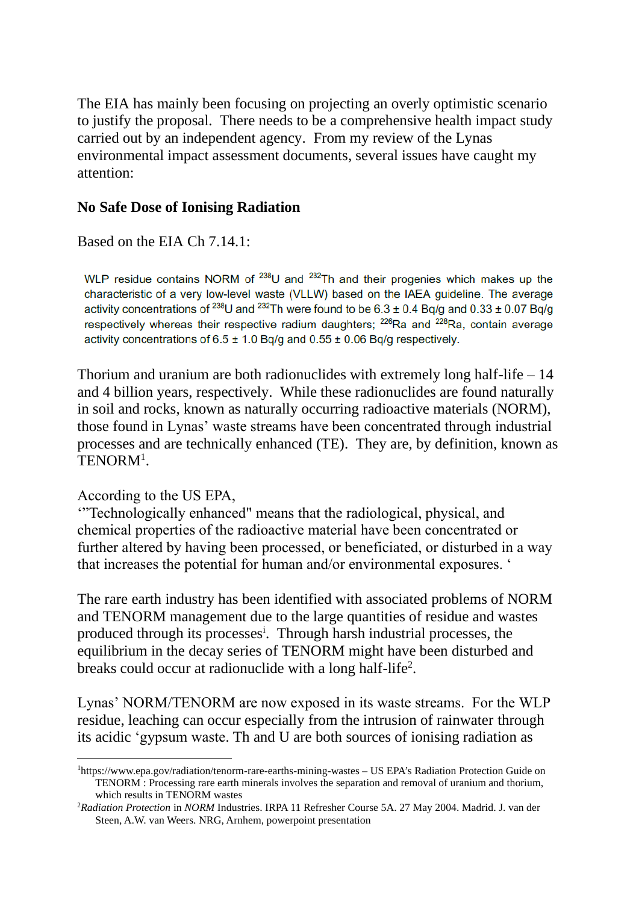The EIA has mainly been focusing on projecting an overly optimistic scenario to justify the proposal. There needs to be a comprehensive health impact study carried out by an independent agency. From my review of the Lynas environmental impact assessment documents, several issues have caught my attention:

**No Safe Dose of Ionising Radiation**

Based on the EIA Ch 7.14.1:

> WLP residue contains NORM of $^{238}$U and $^{232}$Th and their progenies which makes up the characteristic of a very low-level waste (VLLW) based on the IAEA guideline. The average activity concentrations of $^{238}$U and $^{232}$Th were found to be 6.3 ± 0.4 Bq/g and 0.33 ± 0.07 Bq/g respectively whereas their respective radium daughters; $^{226}$Ra and $^{228}$Ra, contain average activity concentrations of 6.5 ± 1.0 Bq/g and 0.55 ± 0.06 Bq/g respectively.

Thorium and uranium are both radionuclides with extremely long half-life – 14 and 4 billion years, respectively. While these radionuclides are found naturally in soil and rocks, known as naturally occurring radioactive materials (NORM), those found in Lynas' waste streams have been concentrated through industrial processes and are technically enhanced (TE). They are, by definition, known as TENORM[1].

According to the US EPA,
'"Technologically enhanced" means that the radiological, physical, and chemical properties of the radioactive material have been concentrated or further altered by having been processed, or beneficiated, or disturbed in a way that increases the potential for human and/or environmental exposures. '

The rare earth industry has been identified with associated problems of NORM and TENORM management due to the large quantities of residue and wastes produced through its processes[i]. Through harsh industrial processes, the equilibrium in the decay series of TENORM might have been disturbed and breaks could occur at radionuclide with a long half-life[2].

Lynas' NORM/TENORM are now exposed in its waste streams. For the WLP residue, leaching can occur especially from the intrusion of rainwater through its acidic 'gypsum waste. Th and U are both sources of ionising radiation as

---

[1] https://www.epa.gov/radiation/tenorm-rare-earths-mining-wastes – US EPA's Radiation Protection Guide on TENORM : Processing rare earth minerals involves the separation and removal of uranium and thorium, which results in TENORM wastes

[2] *Radiation Protection* in *NORM* Industries. IRPA 11 Refresher Course 5A. 27 May 2004. Madrid. J. van der Steen, A.W. van Weers. NRG, Arnhem, powerpoint presentation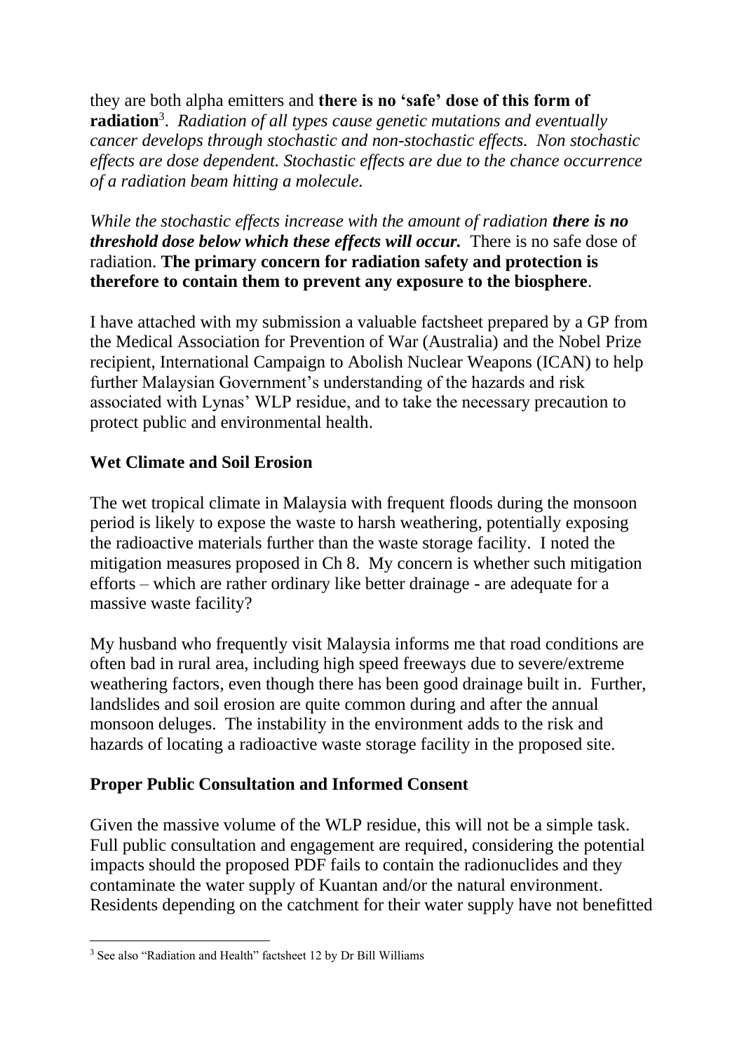they are both alpha emitters and **there is no 'safe' dose of this form of radiation**[3]. *Radiation of all types cause genetic mutations and eventually cancer develops through stochastic and non-stochastic effects. Non stochastic effects are dose dependent. Stochastic effects are due to the chance occurrence of a radiation beam hitting a molecule.*

*While the stochastic effects increase with the amount of radiation* ***there is no threshold dose below which these effects will occur.*** There is no safe dose of radiation. **The primary concern for radiation safety and protection is therefore to contain them to prevent any exposure to the biosphere**.

I have attached with my submission a valuable factsheet prepared by a GP from the Medical Association for Prevention of War (Australia) and the Nobel Prize recipient, International Campaign to Abolish Nuclear Weapons (ICAN) to help further Malaysian Government's understanding of the hazards and risk associated with Lynas' WLP residue, and to take the necessary precaution to protect public and environmental health.

## Wet Climate and Soil Erosion

The wet tropical climate in Malaysia with frequent floods during the monsoon period is likely to expose the waste to harsh weathering, potentially exposing the radioactive materials further than the waste storage facility. I noted the mitigation measures proposed in Ch 8. My concern is whether such mitigation efforts – which are rather ordinary like better drainage - are adequate for a massive waste facility?

My husband who frequently visit Malaysia informs me that road conditions are often bad in rural area, including high speed freeways due to severe/extreme weathering factors, even though there has been good drainage built in. Further, landslides and soil erosion are quite common during and after the annual monsoon deluges. The instability in the environment adds to the risk and hazards of locating a radioactive waste storage facility in the proposed site.

## Proper Public Consultation and Informed Consent

Given the massive volume of the WLP residue, this will not be a simple task. Full public consultation and engagement are required, considering the potential impacts should the proposed PDF fails to contain the radionuclides and they contaminate the water supply of Kuantan and/or the natural environment. Residents depending on the catchment for their water supply have not benefitted

[3] See also "Radiation and Health" factsheet 12 by Dr Bill Williams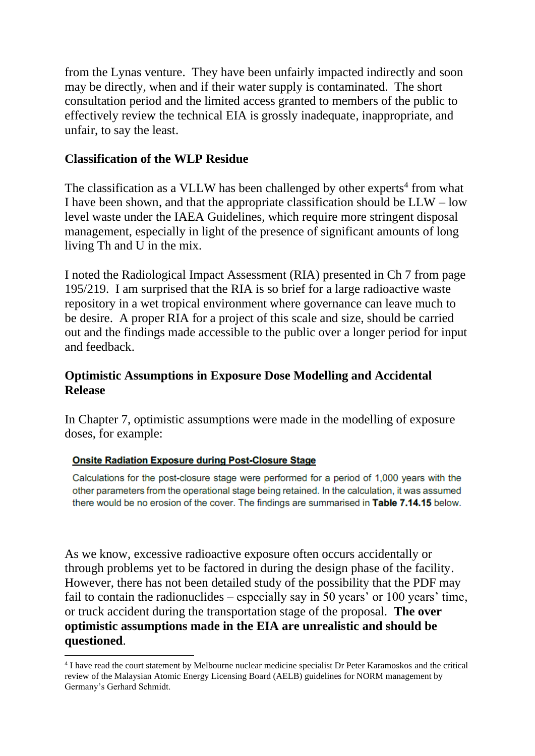from the Lynas venture. They have been unfairly impacted indirectly and soon may be directly, when and if their water supply is contaminated. The short consultation period and the limited access granted to members of the public to effectively review the technical EIA is grossly inadequate, inappropriate, and unfair, to say the least.

**Classification of the WLP Residue**

The classification as a VLLW has been challenged by other experts[4] from what I have been shown, and that the appropriate classification should be LLW – low level waste under the IAEA Guidelines, which require more stringent disposal management, especially in light of the presence of significant amounts of long living Th and U in the mix.

I noted the Radiological Impact Assessment (RIA) presented in Ch 7 from page 195/219. I am surprised that the RIA is so brief for a large radioactive waste repository in a wet tropical environment where governance can leave much to be desire. A proper RIA for a project of this scale and size, should be carried out and the findings made accessible to the public over a longer period for input and feedback.

**Optimistic Assumptions in Exposure Dose Modelling and Accidental Release**

In Chapter 7, optimistic assumptions were made in the modelling of exposure doses, for example:

> **Onsite Radiation Exposure during Post-Closure Stage**
>
> Calculations for the post-closure stage were performed for a period of 1,000 years with the other parameters from the operational stage being retained. In the calculation, it was assumed there would be no erosion of the cover. The findings are summarised in **Table 7.14.15** below.

As we know, excessive radioactive exposure often occurs accidentally or through problems yet to be factored in during the design phase of the facility. However, there has not been detailed study of the possibility that the PDF may fail to contain the radionuclides – especially say in 50 years' or 100 years' time, or truck accident during the transportation stage of the proposal. **The over optimistic assumptions made in the EIA are unrealistic and should be questioned**.

---

[4] I have read the court statement by Melbourne nuclear medicine specialist Dr Peter Karamoskos and the critical review of the Malaysian Atomic Energy Licensing Board (AELB) guidelines for NORM management by Germany's Gerhard Schmidt.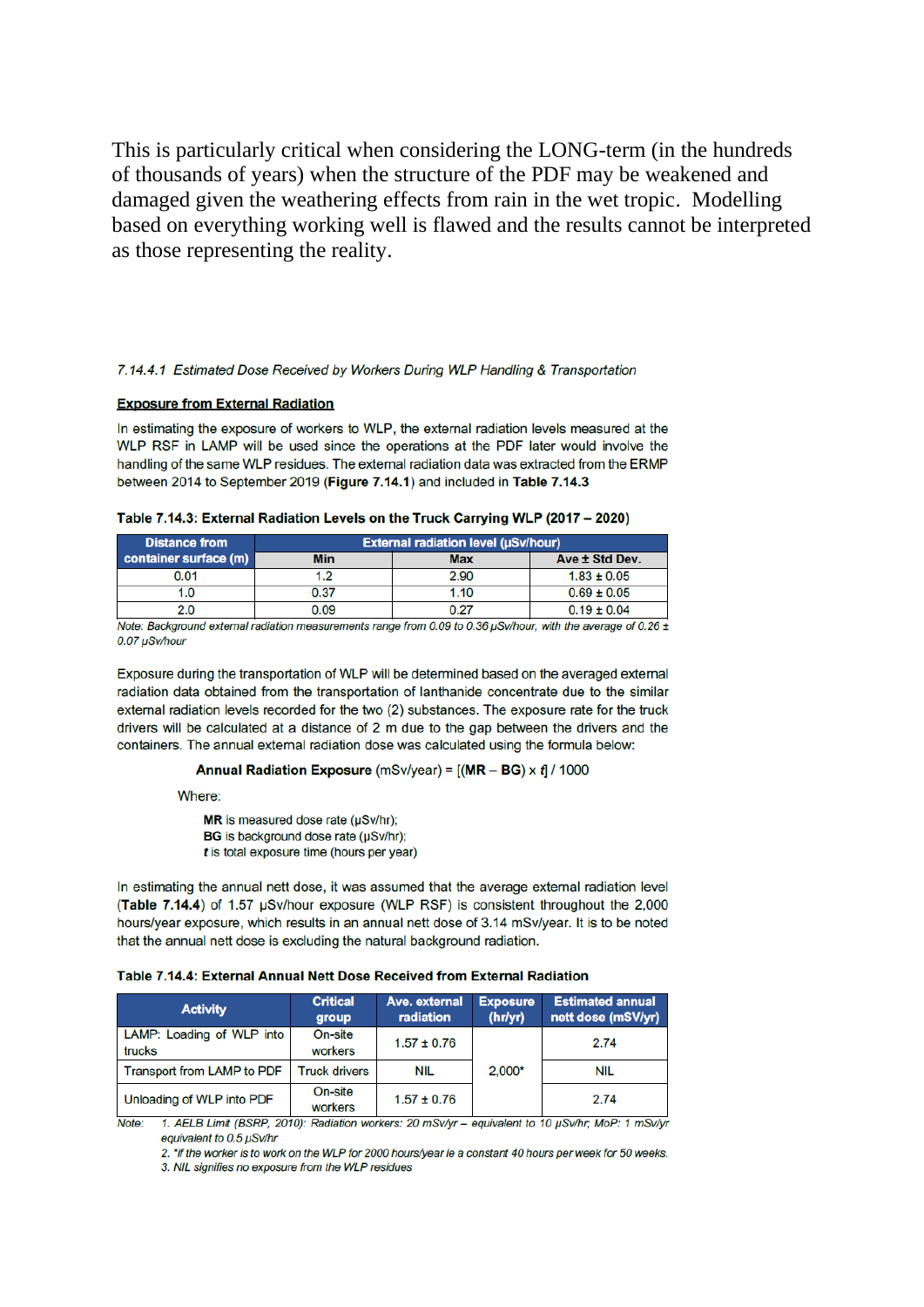This is particularly critical when considering the LONG-term (in the hundreds of thousands of years) when the structure of the PDF may be weakened and damaged given the weathering effects from rain in the wet tropic. Modelling based on everything working well is flawed and the results cannot be interpreted as those representing the reality.

*7.14.4.1 Estimated Dose Received by Workers During WLP Handling & Transportation*

**Exposure from External Radiation**

In estimating the exposure of workers to WLP, the external radiation levels measured at the WLP RSF in LAMP will be used since the operations at the PDF later would involve the handling of the same WLP residues. The external radiation data was extracted from the ERMP between 2014 to September 2019 (**Figure 7.14.1**) and included in **Table 7.14.3**

**Table 7.14.3: External Radiation Levels on the Truck Carrying WLP (2017 – 2020)**

| Distance from container surface (m) | External radiation level (µSv/hour) | | |
|---|---|---|---|
| | Min | Max | Ave ± Std Dev. |
| 0.01 | 1.2 | 2.90 | 1.83 ± 0.05 |
| 1.0 | 0.37 | 1.10 | 0.69 ± 0.05 |
| 2.0 | 0.09 | 0.27 | 0.19 ± 0.04 |

*Note: Background external radiation measurements range from 0.09 to 0.36 µSv/hour, with the average of 0.26 ± 0.07 µSv/hour*

Exposure during the transportation of WLP will be determined based on the averaged external radiation data obtained from the transportation of lanthanide concentrate due to the similar external radiation levels recorded for the two (2) substances. The exposure rate for the truck drivers will be calculated at a distance of 2 m due to the gap between the drivers and the containers. The annual external radiation dose was calculated using the formula below:

**Annual Radiation Exposure** (mSv/year) = [(**MR** – **BG**) x ***t***] / 1000

Where:

- **MR** is measured dose rate (µSv/hr);
- **BG** is background dose rate (µSv/hr);
- ***t*** is total exposure time (hours per year)

In estimating the annual nett dose, it was assumed that the average external radiation level (**Table 7.14.4**) of 1.57 µSv/hour exposure (WLP RSF) is consistent throughout the 2,000 hours/year exposure, which results in an annual nett dose of 3.14 mSv/year. It is to be noted that the annual nett dose is excluding the natural background radiation.

**Table 7.14.4: External Annual Nett Dose Received from External Radiation**

| Activity | Critical group | Ave. external radiation | Exposure (hr/yr) | Estimated annual nett dose (mSV/yr) |
|---|---|---|---|---|
| LAMP: Loading of WLP into trucks | On-site workers | 1.57 ± 0.76 | 2,000* | 2.74 |
| Transport from LAMP to PDF | Truck drivers | NIL | | NIL |
| Unloading of WLP into PDF | On-site workers | 1.57 ± 0.76 | | 2.74 |

*Note:*
1. *AELB Limit (BSRP, 2010): Radiation workers: 20 mSv/yr – equivalent to 10 µSv/hr; MoP: 1 mSv/yr equivalent to 0.5 µSv/hr*
2. *\*If the worker is to work on the WLP for 2000 hours/year ie a constant 40 hours per week for 50 weeks.*
3. *NIL signifies no exposure from the WLP residues*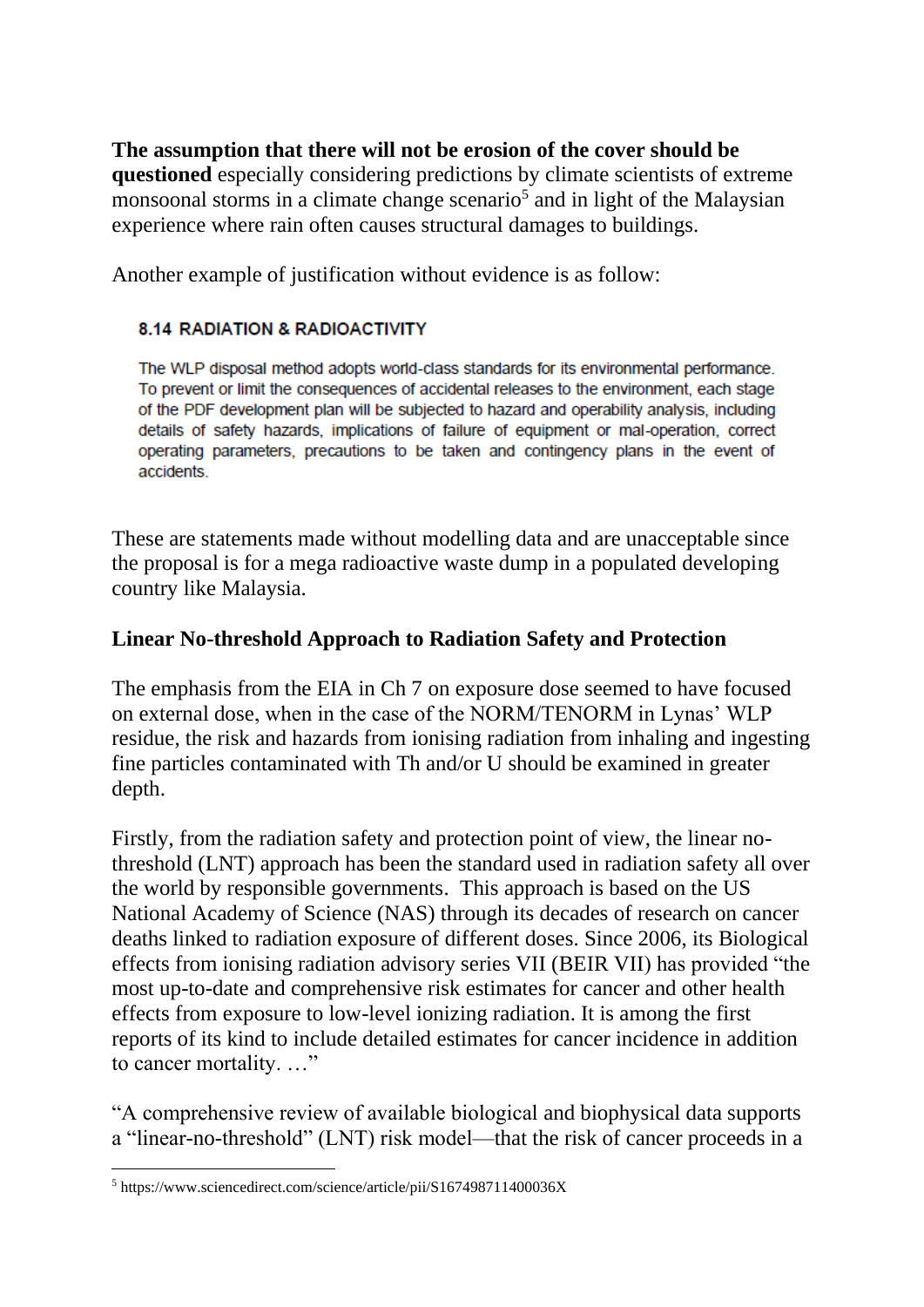**The assumption that there will not be erosion of the cover should be questioned** especially considering predictions by climate scientists of extreme monsoonal storms in a climate change scenario[5] and in light of the Malaysian experience where rain often causes structural damages to buildings.

Another example of justification without evidence is as follow:

> **8.14 RADIATION & RADIOACTIVITY**
>
> The WLP disposal method adopts world-class standards for its environmental performance. To prevent or limit the consequences of accidental releases to the environment, each stage of the PDF development plan will be subjected to hazard and operability analysis, including details of safety hazards, implications of failure of equipment or mal-operation, correct operating parameters, precautions to be taken and contingency plans in the event of accidents.

These are statements made without modelling data and are unacceptable since the proposal is for a mega radioactive waste dump in a populated developing country like Malaysia.

## Linear No-threshold Approach to Radiation Safety and Protection

The emphasis from the EIA in Ch 7 on exposure dose seemed to have focused on external dose, when in the case of the NORM/TENORM in Lynas' WLP residue, the risk and hazards from ionising radiation from inhaling and ingesting fine particles contaminated with Th and/or U should be examined in greater depth.

Firstly, from the radiation safety and protection point of view, the linear no-threshold (LNT) approach has been the standard used in radiation safety all over the world by responsible governments. This approach is based on the US National Academy of Science (NAS) through its decades of research on cancer deaths linked to radiation exposure of different doses. Since 2006, its Biological effects from ionising radiation advisory series VII (BEIR VII) has provided "the most up-to-date and comprehensive risk estimates for cancer and other health effects from exposure to low-level ionizing radiation. It is among the first reports of its kind to include detailed estimates for cancer incidence in addition to cancer mortality. …"

"A comprehensive review of available biological and biophysical data supports a "linear-no-threshold" (LNT) risk model—that the risk of cancer proceeds in a

---

[5] https://www.sciencedirect.com/science/article/pii/S167498711400036X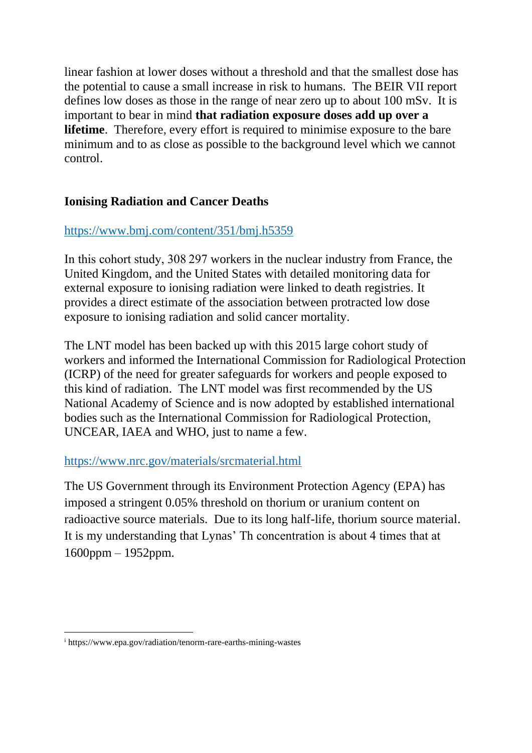linear fashion at lower doses without a threshold and that the smallest dose has the potential to cause a small increase in risk to humans. The BEIR VII report defines low doses as those in the range of near zero up to about 100 mSv. It is important to bear in mind **that radiation exposure doses add up over a lifetime**. Therefore, every effort is required to minimise exposure to the bare minimum and to as close as possible to the background level which we cannot control.

### Ionising Radiation and Cancer Deaths

https://www.bmj.com/content/351/bmj.h5359

In this cohort study, 308 297 workers in the nuclear industry from France, the United Kingdom, and the United States with detailed monitoring data for external exposure to ionising radiation were linked to death registries. It provides a direct estimate of the association between protracted low dose exposure to ionising radiation and solid cancer mortality.

The LNT model has been backed up with this 2015 large cohort study of workers and informed the International Commission for Radiological Protection (ICRP) of the need for greater safeguards for workers and people exposed to this kind of radiation. The LNT model was first recommended by the US National Academy of Science and is now adopted by established international bodies such as the International Commission for Radiological Protection, UNCEAR, IAEA and WHO, just to name a few.

https://www.nrc.gov/materials/srcmaterial.html

The US Government through its Environment Protection Agency (EPA) has imposed a stringent 0.05% threshold on thorium or uranium content on radioactive source materials. Due to its long half-life, thorium source material. It is my understanding that Lynas' Th concentration is about 4 times that at 1600ppm – 1952ppm.

---

[i] https://www.epa.gov/radiation/tenorm-rare-earths-mining-wastes